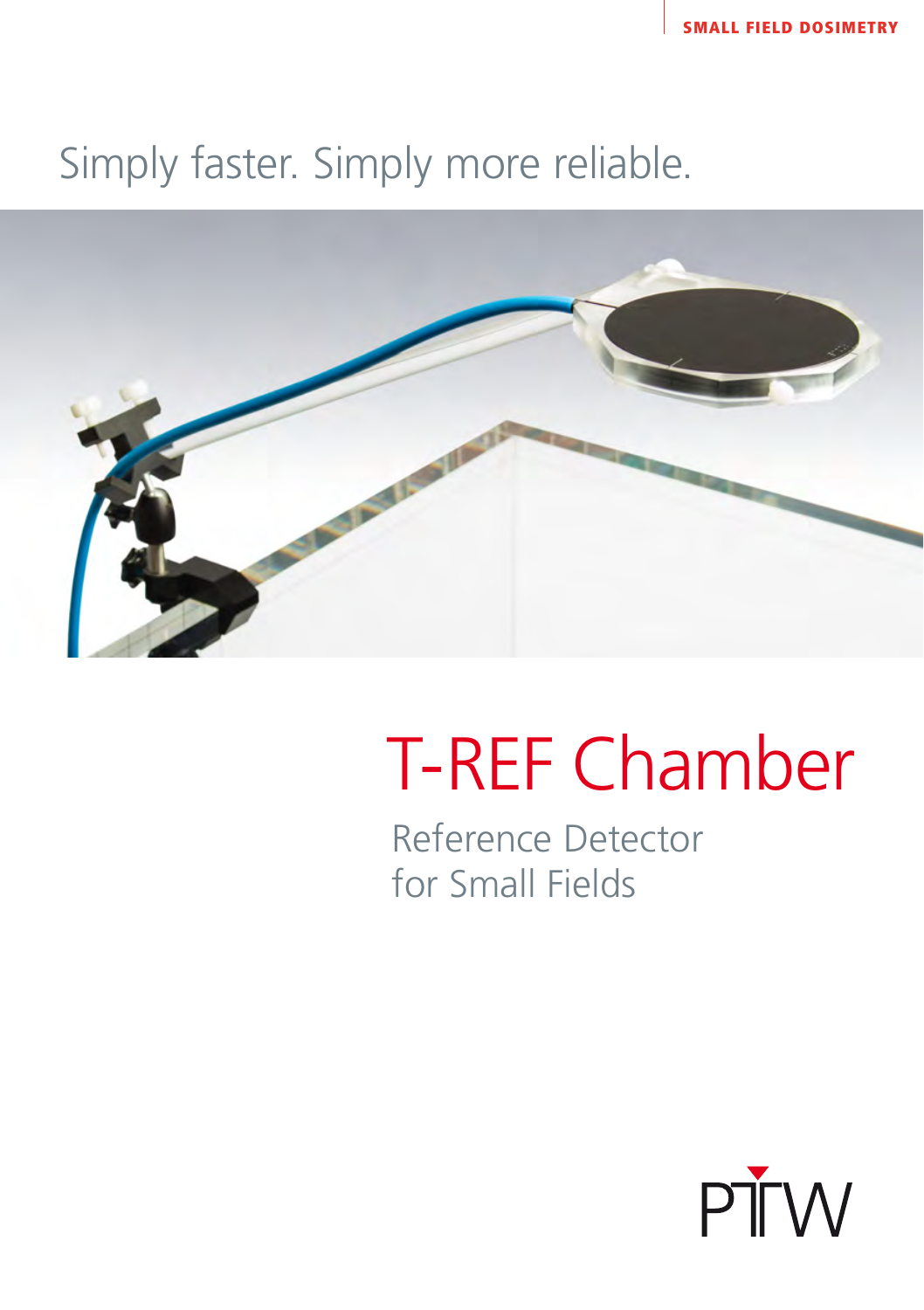SMALL FIELD DOSIMETRY

Simply faster. Simply more reliable.

# T-REF Chamber

## Reference Detector for Small Fields

PTW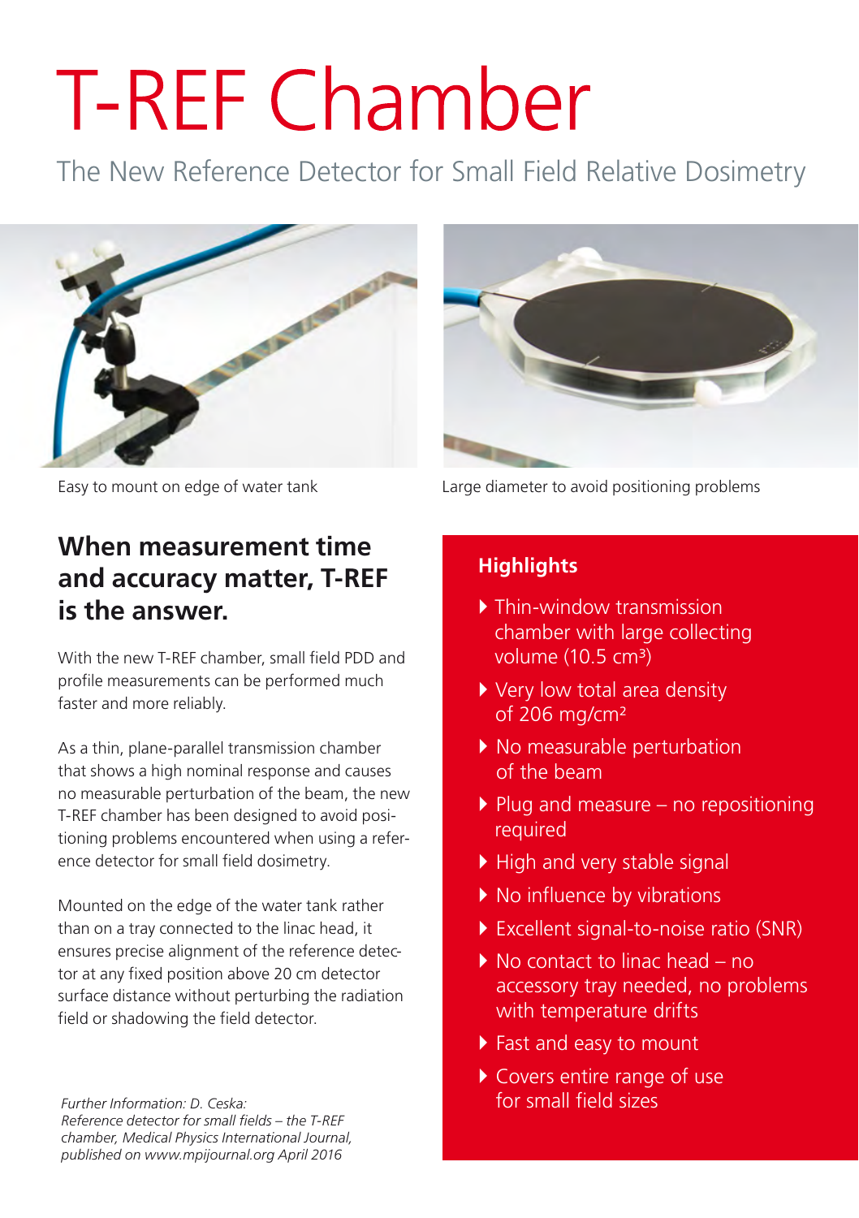# T-REF Chamber

The New Reference Detector for Small Field Relative Dosimetry

Easy to mount on edge of water tank

Large diameter to avoid positioning problems

## When measurement time and accuracy matter, T-REF is the answer.

With the new T-REF chamber, small field PDD and profile measurements can be performed much faster and more reliably.

As a thin, plane-parallel transmission chamber that shows a high nominal response and causes no measurable perturbation of the beam, the new T-REF chamber has been designed to avoid positioning problems encountered when using a reference detector for small field dosimetry.

Mounted on the edge of the water tank rather than on a tray connected to the linac head, it ensures precise alignment of the reference detector at any fixed position above 20 cm detector surface distance without perturbing the radiation field or shadowing the field detector.

*Further Information: D. Ceska: Reference detector for small fields – the T-REF chamber, Medical Physics International Journal, published on www.mpijournal.org April 2016*

### Highlights

- Thin-window transmission chamber with large collecting volume (10.5 $cm^3$)
- Very low total area density of 206 $mg/cm^2$
- No measurable perturbation of the beam
- Plug and measure – no repositioning required
- High and very stable signal
- No influence by vibrations
- Excellent signal-to-noise ratio (SNR)
- No contact to linac head – no accessory tray needed, no problems with temperature drifts
- Fast and easy to mount
- Covers entire range of use for small field sizes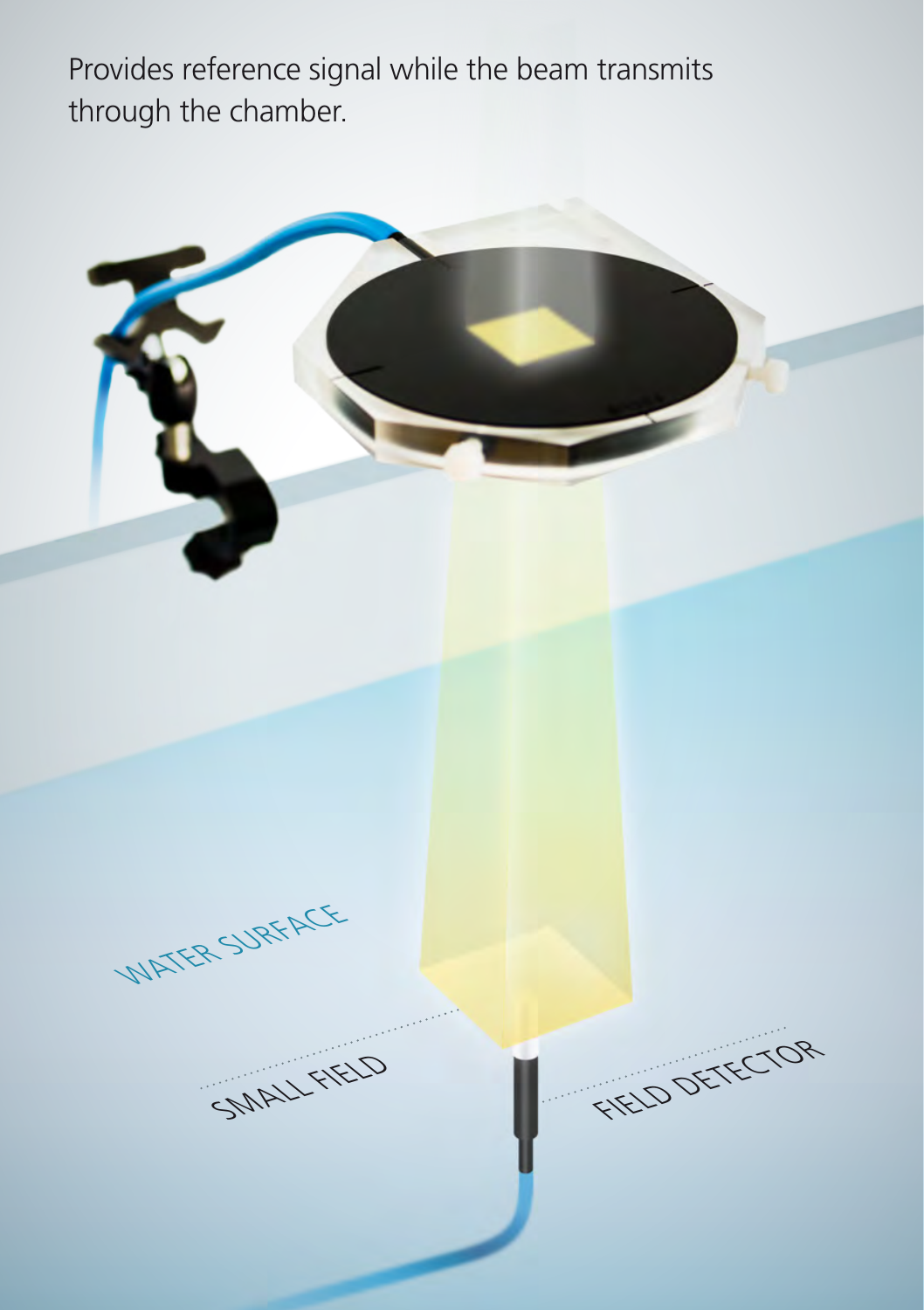Provides reference signal while the beam transmits through the chamber.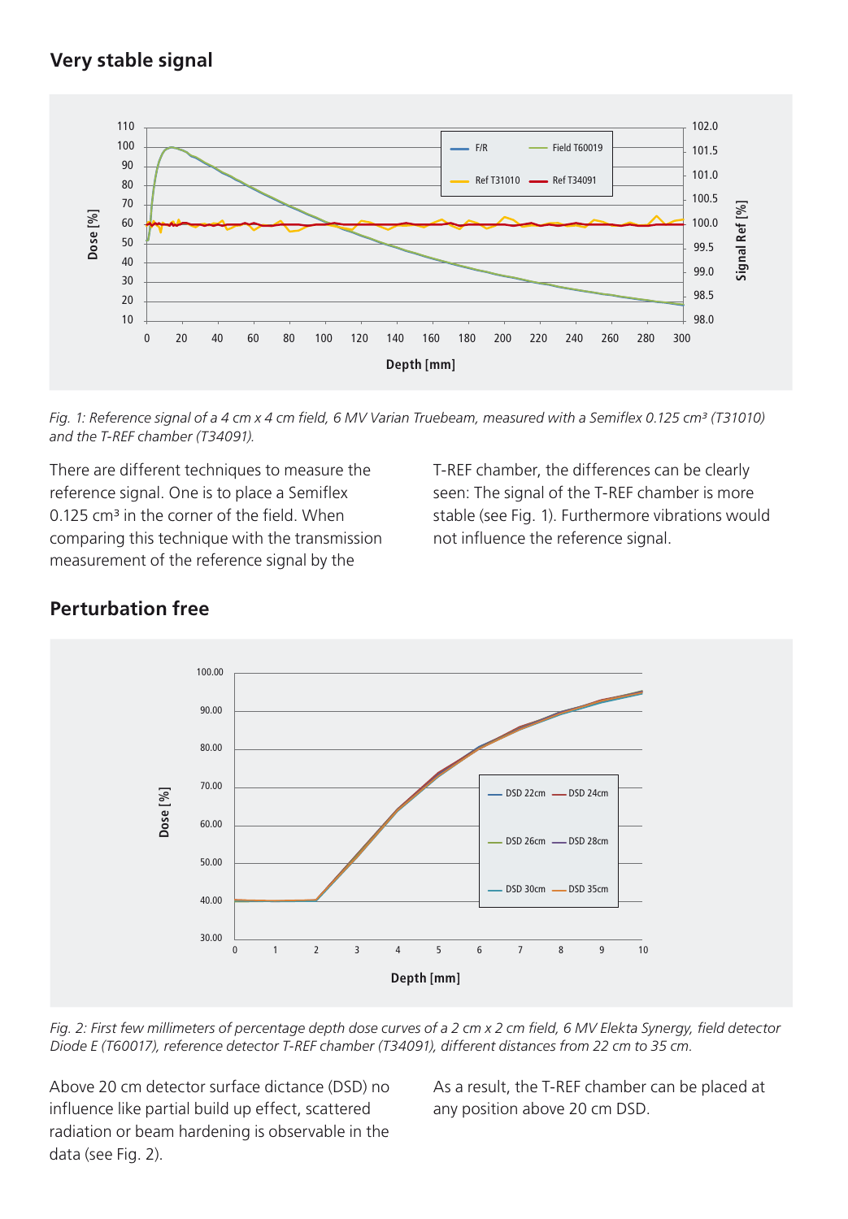## Very stable signal

*Fig. 1: Reference signal of a 4 cm x 4 cm field, 6 MV Varian Truebeam, measured with a Semiflex 0.125 cm³ (T31010) and the T-REF chamber (T34091).*

There are different techniques to measure the reference signal. One is to place a Semiflex 0.125 cm³ in the corner of the field. When comparing this technique with the transmission measurement of the reference signal by the T-REF chamber, the differences can be clearly seen: The signal of the T-REF chamber is more stable (see Fig. 1). Furthermore vibrations would not influence the reference signal.

## Perturbation free

*Fig. 2: First few millimeters of percentage depth dose curves of a 2 cm x 2 cm field, 6 MV Elekta Synergy, field detector Diode E (T60017), reference detector T-REF chamber (T34091), different distances from 22 cm to 35 cm.*

Above 20 cm detector surface dictance (DSD) no influence like partial build up effect, scattered radiation or beam hardening is observable in the data (see Fig. 2).

As a result, the T-REF chamber can be placed at any position above 20 cm DSD.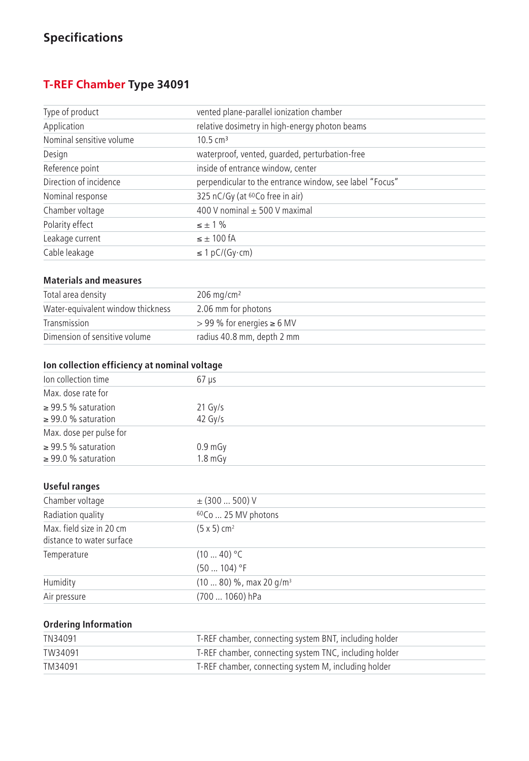## Specifications

### T-REF Chamber Type 34091

| | |
|---|---|
| Type of product | vented plane-parallel ionization chamber |
| Application | relative dosimetry in high-energy photon beams |
| Nominal sensitive volume | 10.5 cm³ |
| Design | waterproof, vented, guarded, perturbation-free |
| Reference point | inside of entrance window, center |
| Direction of incidence | perpendicular to the entrance window, see label "Focus" |
| Nominal response | 325 nC/Gy (at $^{60}$Co free in air) |
| Chamber voltage | 400 V nominal ± 500 V maximal |
| Polarity effect | ≤ ± 1 % |
| Leakage current | ≤ ± 100 fA |
| Cable leakage | ≤ 1 pC/(Gy·cm) |

#### Materials and measures

| | |
|---|---|
| Total area density | 206 mg/cm² |
| Water-equivalent window thickness | 2.06 mm for photons |
| Transmission | > 99 % for energies ≥ 6 MV |
| Dimension of sensitive volume | radius 40.8 mm, depth 2 mm |

#### Ion collection efficiency at nominal voltage

| | |
|---|---|
| Ion collection time | 67 µs |
| Max. dose rate for<br>≥ 99.5 % saturation<br>≥ 99.0 % saturation | <br>21 Gy/s<br>42 Gy/s |
| Max. dose per pulse for<br>≥ 99.5 % saturation<br>≥ 99.0 % saturation | <br>0.9 mGy<br>1.8 mGy |

#### Useful ranges

| | |
|---|---|
| Chamber voltage | ± (300 ... 500) V |
| Radiation quality | $^{60}$Co ... 25 MV photons |
| Max. field size in 20 cm distance to water surface | (5 x 5) cm² |
| Temperature | (10 ... 40) °C<br>(50 ... 104) °F |
| Humidity | (10 ... 80) %, max 20 g/m³ |
| Air pressure | (700 ... 1060) hPa |

#### Ordering Information

| | |
|---|---|
| TN34091 | T-REF chamber, connecting system BNT, including holder |
| TW34091 | T-REF chamber, connecting system TNC, including holder |
| TM34091 | T-REF chamber, connecting system M, including holder |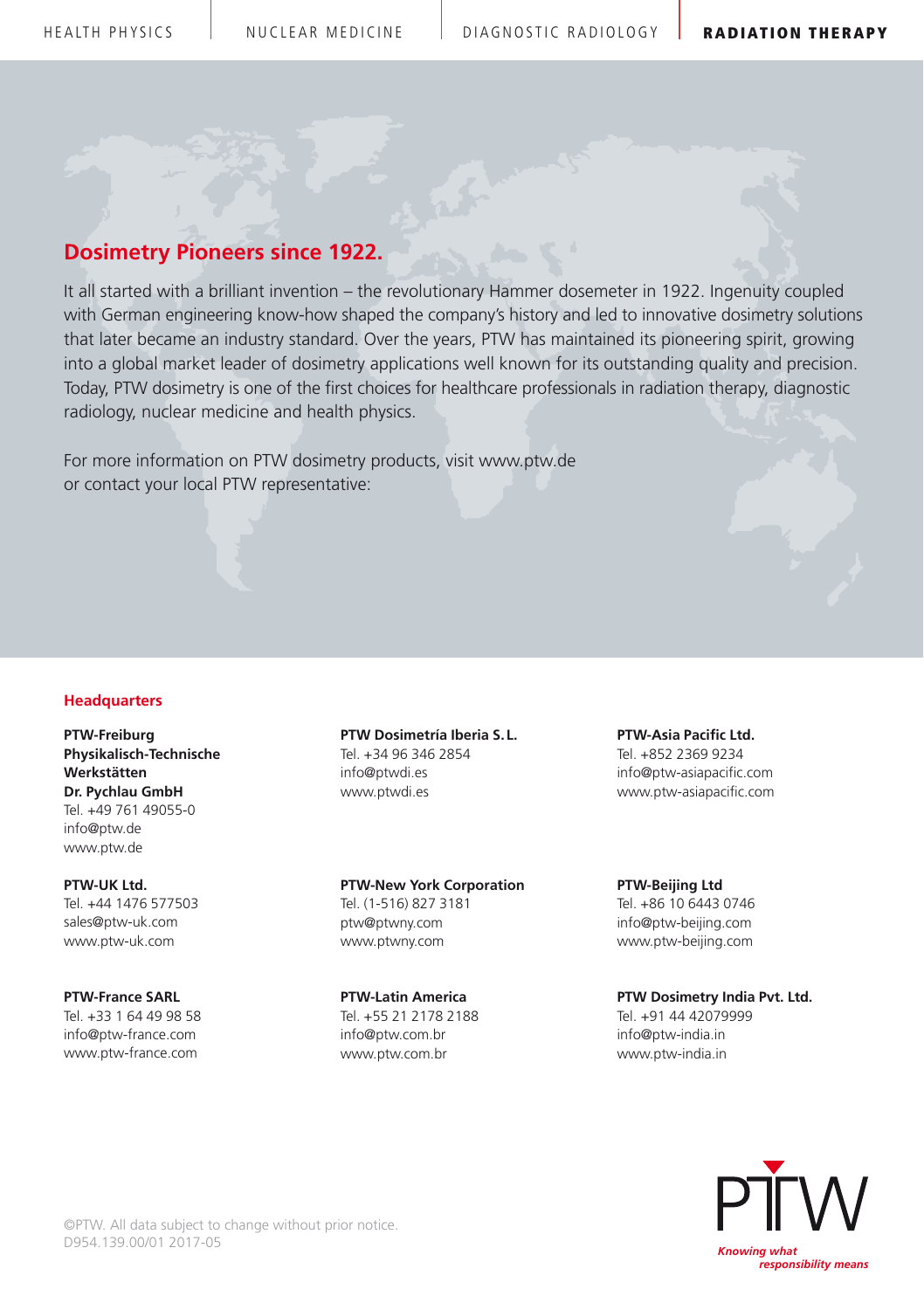HEALTH PHYSICS | NUCLEAR MEDICINE | DIAGNOSTIC RADIOLOGY | **RADIATION THERAPY**

## Dosimetry Pioneers since 1922.

It all started with a brilliant invention – the revolutionary Hammer dosemeter in 1922. Ingenuity coupled with German engineering know-how shaped the company's history and led to innovative dosimetry solutions that later became an industry standard. Over the years, PTW has maintained its pioneering spirit, growing into a global market leader of dosimetry applications well known for its outstanding quality and precision. Today, PTW dosimetry is one of the first choices for healthcare professionals in radiation therapy, diagnostic radiology, nuclear medicine and health physics.

For more information on PTW dosimetry products, visit www.ptw.de
or contact your local PTW representative:

### Headquarters

**PTW-Freiburg Physikalisch-Technische Werkstätten Dr. Pychlau GmbH**
Tel. +49 761 49055-0
info@ptw.de
www.ptw.de

**PTW-UK Ltd.**
Tel. +44 1476 577503
sales@ptw-uk.com
www.ptw-uk.com

**PTW-France SARL**
Tel. +33 1 64 49 98 58
info@ptw-france.com
www.ptw-france.com

**PTW Dosimetría Iberia S. L.**
Tel. +34 96 346 2854
info@ptwdi.es
www.ptwdi.es

**PTW-New York Corporation**
Tel. (1-516) 827 3181
ptw@ptwny.com
www.ptwny.com

**PTW-Latin America**
Tel. +55 21 2178 2188
info@ptw.com.br
www.ptw.com.br

**PTW-Asia Pacific Ltd.**
Tel. +852 2369 9234
info@ptw-asiapacific.com
www.ptw-asiapacific.com

**PTW-Beijing Ltd**
Tel. +86 10 6443 0746
info@ptw-beijing.com
www.ptw-beijing.com

**PTW Dosimetry India Pvt. Ltd.**
Tel. +91 44 42079999
info@ptw-india.in
www.ptw-india.in

PTW

*Knowing what responsibility means*

©PTW. All data subject to change without prior notice.
D954.139.00/01 2017-05